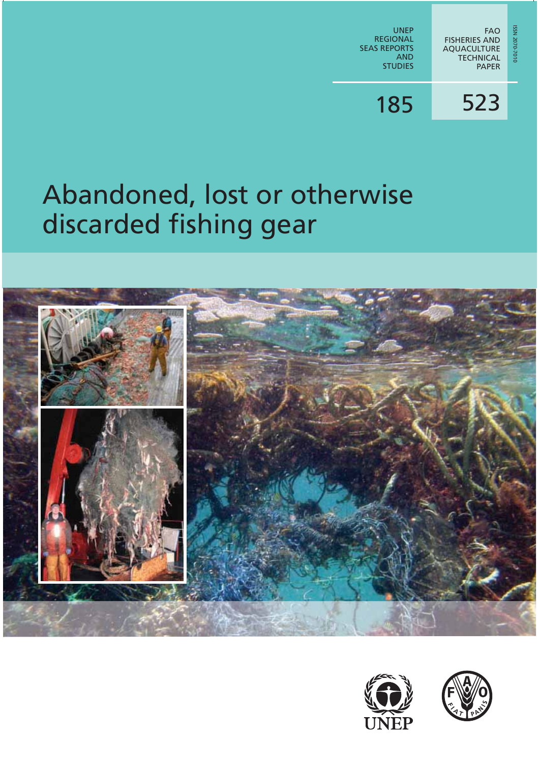UNEP REGIONAL SEAS REPORTS AND STUDIES

185

FAO FISHERIES AND AQUACULTURE TECHNICAL PAPER

523

ISSN 2070-7010

# Abandoned, lost or otherwise discarded fishing gear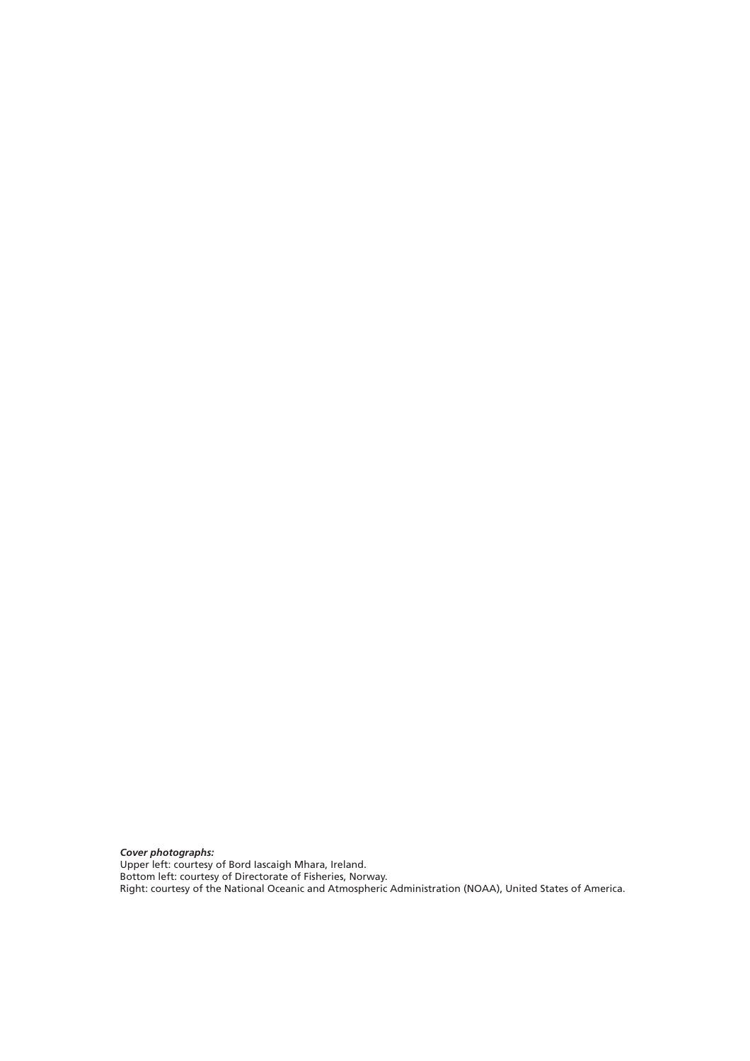***Cover photographs:***
Upper left: courtesy of Bord Iascaigh Mhara, Ireland.
Bottom left: courtesy of Directorate of Fisheries, Norway.
Right: courtesy of the National Oceanic and Atmospheric Administration (NOAA), United States of America.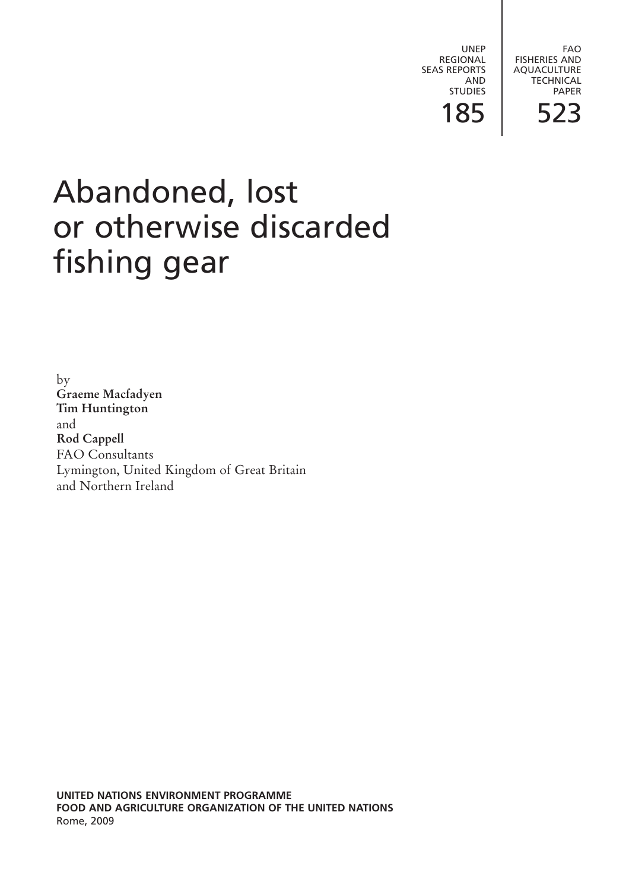UNEP
REGIONAL
SEAS REPORTS
AND
STUDIES

185

FAO
FISHERIES AND
AQUACULTURE
TECHNICAL
PAPER

523

# Abandoned, lost or otherwise discarded fishing gear

by
**Graeme Macfadyen**
**Tim Huntington**
and
**Rod Cappell**
FAO Consultants
Lymington, United Kingdom of Great Britain
and Northern Ireland

**UNITED NATIONS ENVIRONMENT PROGRAMME**
**FOOD AND AGRICULTURE ORGANIZATION OF THE UNITED NATIONS**
Rome, 2009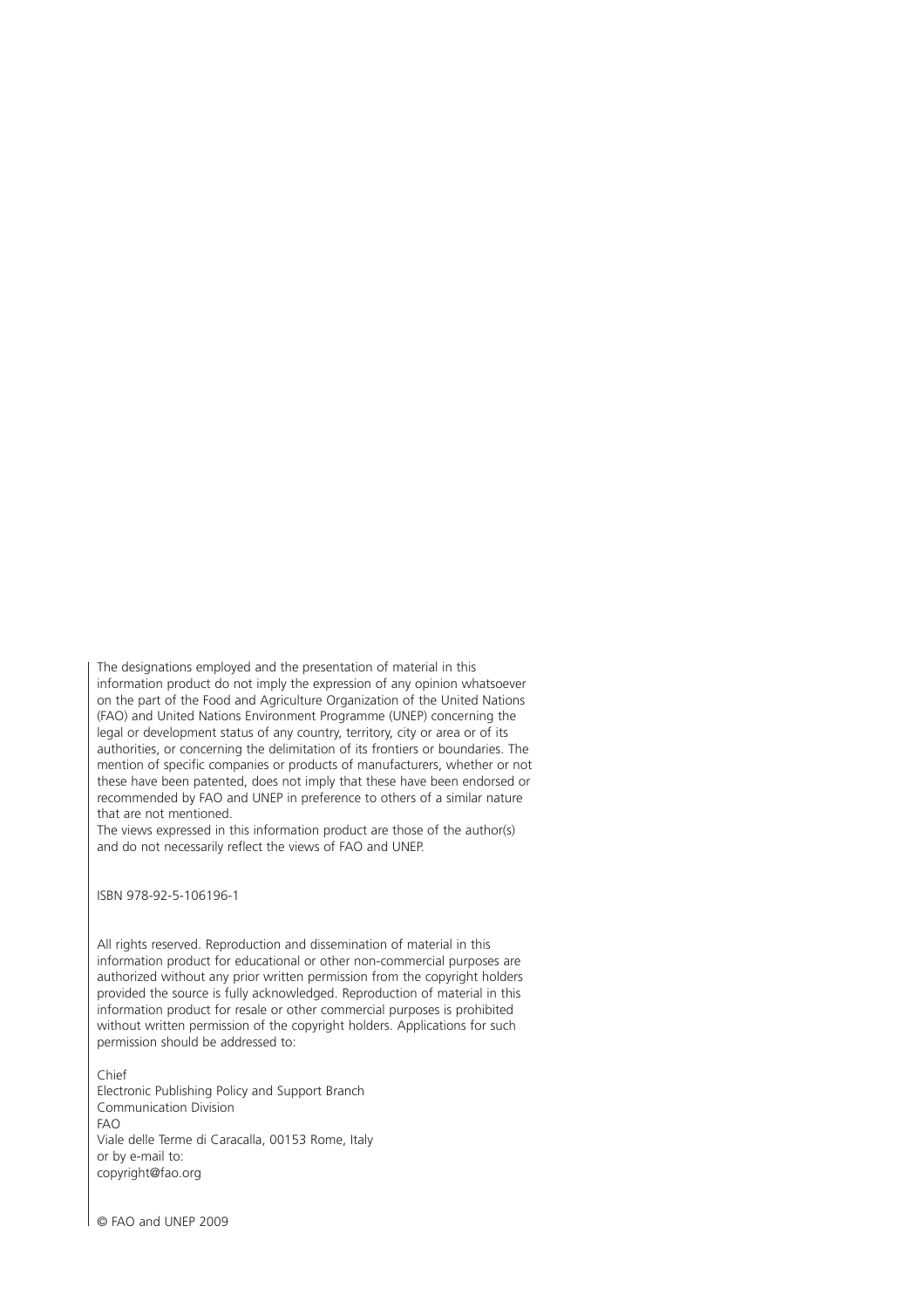The designations employed and the presentation of material in this information product do not imply the expression of any opinion whatsoever on the part of the Food and Agriculture Organization of the United Nations (FAO) and United Nations Environment Programme (UNEP) concerning the legal or development status of any country, territory, city or area or of its authorities, or concerning the delimitation of its frontiers or boundaries. The mention of specific companies or products of manufacturers, whether or not these have been patented, does not imply that these have been endorsed or recommended by FAO and UNEP in preference to others of a similar nature that are not mentioned.
The views expressed in this information product are those of the author(s) and do not necessarily reflect the views of FAO and UNEP.

ISBN 978-92-5-106196-1

All rights reserved. Reproduction and dissemination of material in this information product for educational or other non-commercial purposes are authorized without any prior written permission from the copyright holders provided the source is fully acknowledged. Reproduction of material in this information product for resale or other commercial purposes is prohibited without written permission of the copyright holders. Applications for such permission should be addressed to:

Chief
Electronic Publishing Policy and Support Branch
Communication Division
FAO
Viale delle Terme di Caracalla, 00153 Rome, Italy
or by e-mail to:
copyright@fao.org

© FAO and UNEP 2009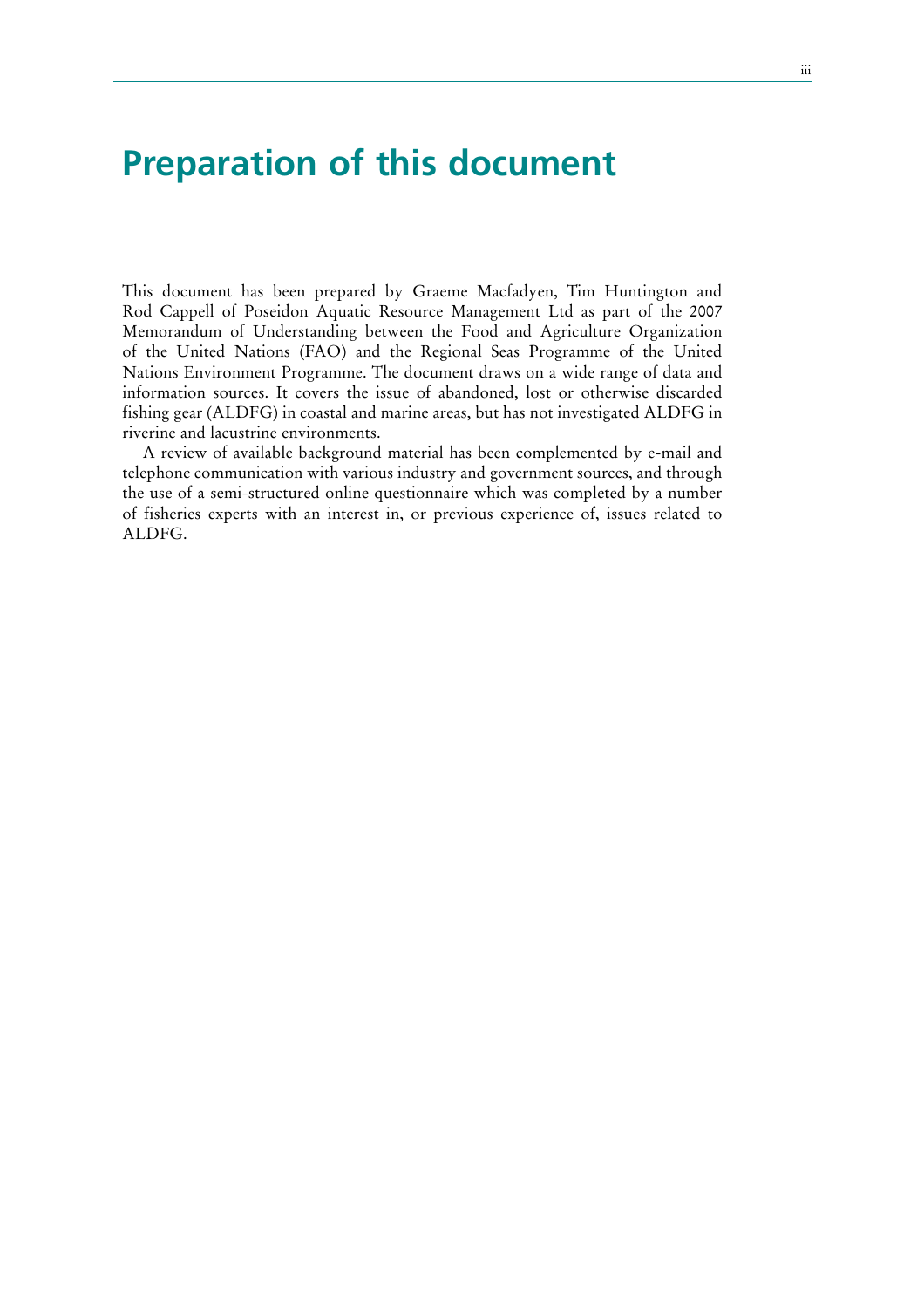# Preparation of this document

This document has been prepared by Graeme Macfadyen, Tim Huntington and Rod Cappell of Poseidon Aquatic Resource Management Ltd as part of the 2007 Memorandum of Understanding between the Food and Agriculture Organization of the United Nations (FAO) and the Regional Seas Programme of the United Nations Environment Programme. The document draws on a wide range of data and information sources. It covers the issue of abandoned, lost or otherwise discarded fishing gear (ALDFG) in coastal and marine areas, but has not investigated ALDFG in riverine and lacustrine environments.

A review of available background material has been complemented by e-mail and telephone communication with various industry and government sources, and through the use of a semi-structured online questionnaire which was completed by a number of fisheries experts with an interest in, or previous experience of, issues related to ALDFG.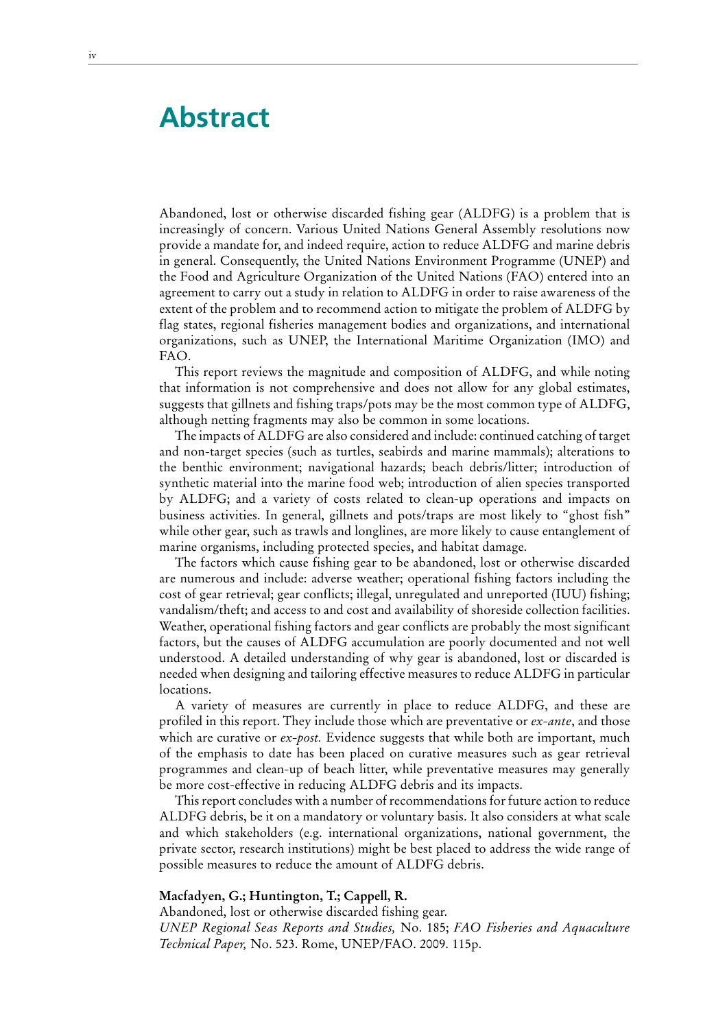# Abstract

Abandoned, lost or otherwise discarded fishing gear (ALDFG) is a problem that is increasingly of concern. Various United Nations General Assembly resolutions now provide a mandate for, and indeed require, action to reduce ALDFG and marine debris in general. Consequently, the United Nations Environment Programme (UNEP) and the Food and Agriculture Organization of the United Nations (FAO) entered into an agreement to carry out a study in relation to ALDFG in order to raise awareness of the extent of the problem and to recommend action to mitigate the problem of ALDFG by flag states, regional fisheries management bodies and organizations, and international organizations, such as UNEP, the International Maritime Organization (IMO) and FAO.

This report reviews the magnitude and composition of ALDFG, and while noting that information is not comprehensive and does not allow for any global estimates, suggests that gillnets and fishing traps/pots may be the most common type of ALDFG, although netting fragments may also be common in some locations.

The impacts of ALDFG are also considered and include: continued catching of target and non-target species (such as turtles, seabirds and marine mammals); alterations to the benthic environment; navigational hazards; beach debris/litter; introduction of synthetic material into the marine food web; introduction of alien species transported by ALDFG; and a variety of costs related to clean-up operations and impacts on business activities. In general, gillnets and pots/traps are most likely to "ghost fish" while other gear, such as trawls and longlines, are more likely to cause entanglement of marine organisms, including protected species, and habitat damage.

The factors which cause fishing gear to be abandoned, lost or otherwise discarded are numerous and include: adverse weather; operational fishing factors including the cost of gear retrieval; gear conflicts; illegal, unregulated and unreported (IUU) fishing; vandalism/theft; and access to and cost and availability of shoreside collection facilities. Weather, operational fishing factors and gear conflicts are probably the most significant factors, but the causes of ALDFG accumulation are poorly documented and not well understood. A detailed understanding of why gear is abandoned, lost or discarded is needed when designing and tailoring effective measures to reduce ALDFG in particular locations.

A variety of measures are currently in place to reduce ALDFG, and these are profiled in this report. They include those which are preventative or *ex-ante*, and those which are curative or *ex-post.* Evidence suggests that while both are important, much of the emphasis to date has been placed on curative measures such as gear retrieval programmes and clean-up of beach litter, while preventative measures may generally be more cost-effective in reducing ALDFG debris and its impacts.

This report concludes with a number of recommendations for future action to reduce ALDFG debris, be it on a mandatory or voluntary basis. It also considers at what scale and which stakeholders (e.g. international organizations, national government, the private sector, research institutions) might be best placed to address the wide range of possible measures to reduce the amount of ALDFG debris.

**Macfadyen, G.; Huntington, T.; Cappell, R.**
Abandoned, lost or otherwise discarded fishing gear.
*UNEP Regional Seas Reports and Studies,* No. 185; *FAO Fisheries and Aquaculture Technical Paper,* No. 523. Rome, UNEP/FAO. 2009. 115p.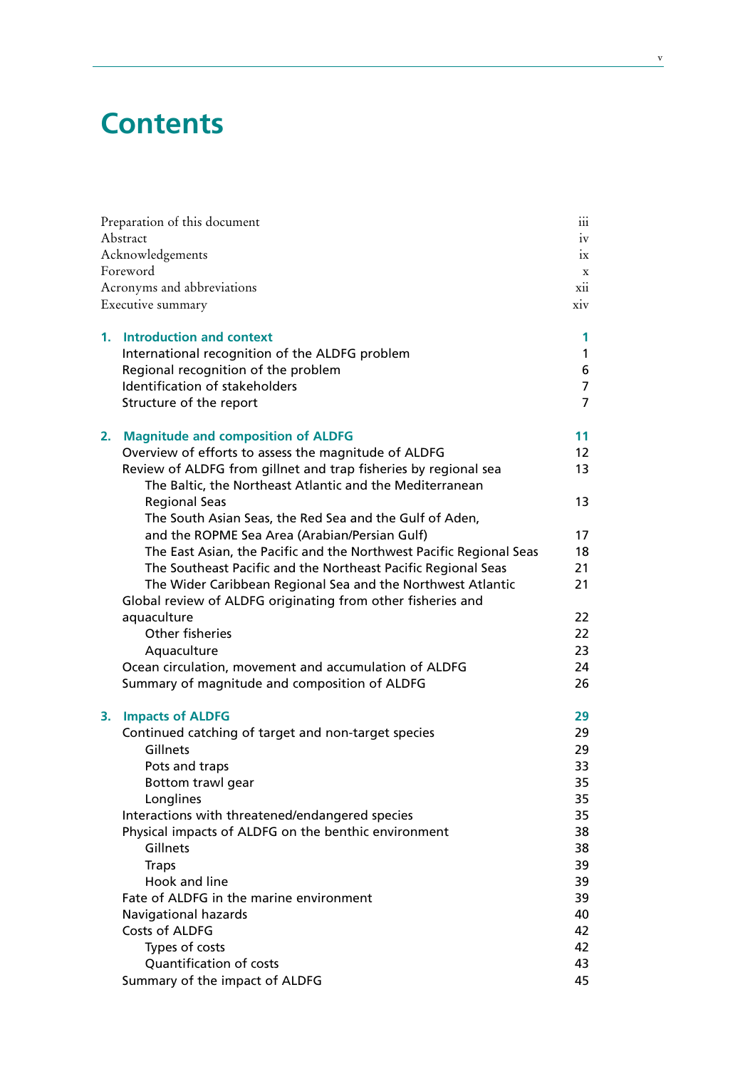# Contents

| | |
|---|---|
| Preparation of this document | iii |
| Abstract | iv |
| Acknowledgements | ix |
| Foreword | x |
| Acronyms and abbreviations | xii |
| Executive summary | xiv |
| **1. Introduction and context** | **1** |
| International recognition of the ALDFG problem | 1 |
| Regional recognition of the problem | 6 |
| Identification of stakeholders | 7 |
| Structure of the report | 7 |
| **2. Magnitude and composition of ALDFG** | **11** |
| Overview of efforts to assess the magnitude of ALDFG | 12 |
| Review of ALDFG from gillnet and trap fisheries by regional sea | 13 |
| The Baltic, the Northeast Atlantic and the Mediterranean Regional Seas | 13 |
| The South Asian Seas, the Red Sea and the Gulf of Aden, and the ROPME Sea Area (Arabian/Persian Gulf) | 17 |
| The East Asian, the Pacific and the Northwest Pacific Regional Seas | 18 |
| The Southeast Pacific and the Northeast Pacific Regional Seas | 21 |
| The Wider Caribbean Regional Sea and the Northwest Atlantic | 21 |
| Global review of ALDFG originating from other fisheries and aquaculture | 22 |
| Other fisheries | 22 |
| Aquaculture | 23 |
| Ocean circulation, movement and accumulation of ALDFG | 24 |
| Summary of magnitude and composition of ALDFG | 26 |
| **3. Impacts of ALDFG** | **29** |
| Continued catching of target and non-target species | 29 |
| Gillnets | 29 |
| Pots and traps | 33 |
| Bottom trawl gear | 35 |
| Longlines | 35 |
| Interactions with threatened/endangered species | 35 |
| Physical impacts of ALDFG on the benthic environment | 38 |
| Gillnets | 38 |
| Traps | 39 |
| Hook and line | 39 |
| Fate of ALDFG in the marine environment | 39 |
| Navigational hazards | 40 |
| Costs of ALDFG | 42 |
| Types of costs | 42 |
| Quantification of costs | 43 |
| Summary of the impact of ALDFG | 45 |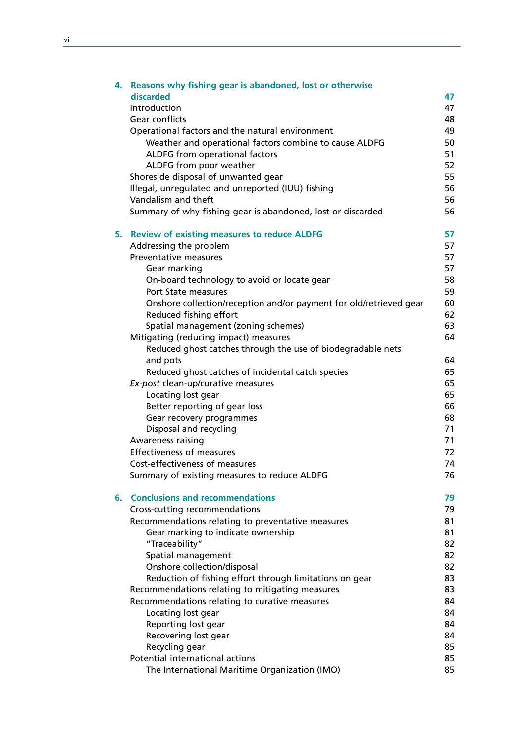| | |
|---|---|
| **4. Reasons why fishing gear is abandoned, lost or otherwise discarded** | **47** |
| Introduction | 47 |
| Gear conflicts | 48 |
| Operational factors and the natural environment | 49 |
| &nbsp;&nbsp;&nbsp;&nbsp;Weather and operational factors combine to cause ALDFG | 50 |
| &nbsp;&nbsp;&nbsp;&nbsp;ALDFG from operational factors | 51 |
| &nbsp;&nbsp;&nbsp;&nbsp;ALDFG from poor weather | 52 |
| Shoreside disposal of unwanted gear | 55 |
| Illegal, unregulated and unreported (IUU) fishing | 56 |
| Vandalism and theft | 56 |
| Summary of why fishing gear is abandoned, lost or discarded | 56 |
| **5. Review of existing measures to reduce ALDFG** | **57** |
| Addressing the problem | 57 |
| Preventative measures | 57 |
| &nbsp;&nbsp;&nbsp;&nbsp;Gear marking | 57 |
| &nbsp;&nbsp;&nbsp;&nbsp;On-board technology to avoid or locate gear | 58 |
| &nbsp;&nbsp;&nbsp;&nbsp;Port State measures | 59 |
| &nbsp;&nbsp;&nbsp;&nbsp;Onshore collection/reception and/or payment for old/retrieved gear | 60 |
| &nbsp;&nbsp;&nbsp;&nbsp;Reduced fishing effort | 62 |
| &nbsp;&nbsp;&nbsp;&nbsp;Spatial management (zoning schemes) | 63 |
| Mitigating (reducing impact) measures | 64 |
| &nbsp;&nbsp;&nbsp;&nbsp;Reduced ghost catches through the use of biodegradable nets and pots | 64 |
| &nbsp;&nbsp;&nbsp;&nbsp;Reduced ghost catches of incidental catch species | 65 |
| *Ex-post* clean-up/curative measures | 65 |
| &nbsp;&nbsp;&nbsp;&nbsp;Locating lost gear | 65 |
| &nbsp;&nbsp;&nbsp;&nbsp;Better reporting of gear loss | 66 |
| &nbsp;&nbsp;&nbsp;&nbsp;Gear recovery programmes | 68 |
| &nbsp;&nbsp;&nbsp;&nbsp;Disposal and recycling | 71 |
| Awareness raising | 71 |
| Effectiveness of measures | 72 |
| Cost-effectiveness of measures | 74 |
| Summary of existing measures to reduce ALDFG | 76 |
| **6. Conclusions and recommendations** | **79** |
| Cross-cutting recommendations | 79 |
| Recommendations relating to preventative measures | 81 |
| &nbsp;&nbsp;&nbsp;&nbsp;Gear marking to indicate ownership | 81 |
| &nbsp;&nbsp;&nbsp;&nbsp;"Traceability" | 82 |
| &nbsp;&nbsp;&nbsp;&nbsp;Spatial management | 82 |
| &nbsp;&nbsp;&nbsp;&nbsp;Onshore collection/disposal | 82 |
| &nbsp;&nbsp;&nbsp;&nbsp;Reduction of fishing effort through limitations on gear | 83 |
| Recommendations relating to mitigating measures | 83 |
| Recommendations relating to curative measures | 84 |
| &nbsp;&nbsp;&nbsp;&nbsp;Locating lost gear | 84 |
| &nbsp;&nbsp;&nbsp;&nbsp;Reporting lost gear | 84 |
| &nbsp;&nbsp;&nbsp;&nbsp;Recovering lost gear | 84 |
| &nbsp;&nbsp;&nbsp;&nbsp;Recycling gear | 85 |
| Potential international actions | 85 |
| &nbsp;&nbsp;&nbsp;&nbsp;The International Maritime Organization (IMO) | 85 |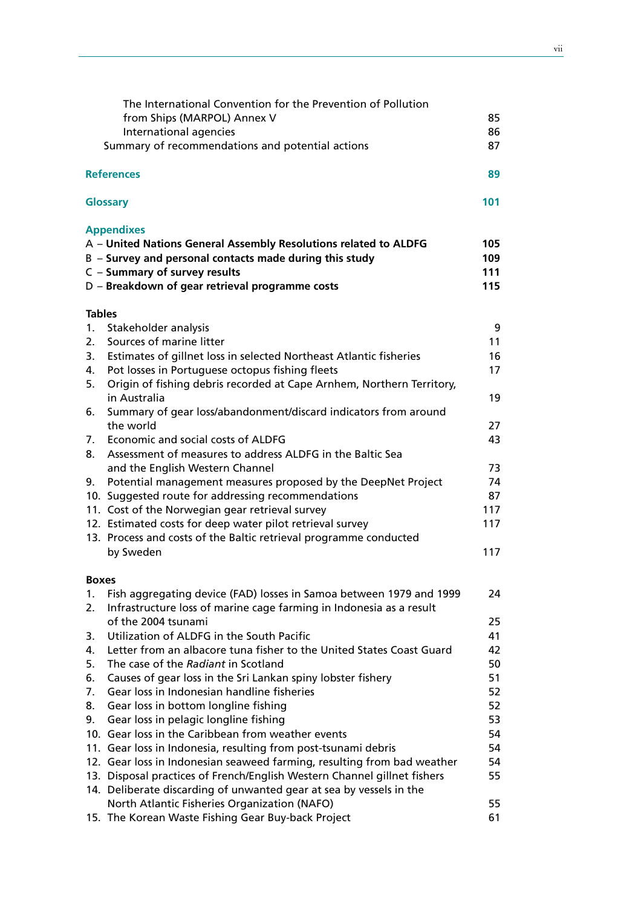The International Convention for the Prevention of Pollution from Ships (MARPOL) Annex V 85

International agencies 86

Summary of recommendations and potential actions 87

**References** **89**

**Glossary** **101**

**Appendixes**

**A – United Nations General Assembly Resolutions related to ALDFG** **105**

**B – Survey and personal contacts made during this study** **109**

**C – Summary of survey results** **111**

**D – Breakdown of gear retrieval programme costs** **115**

**Tables**

1. Stakeholder analysis 9
2. Sources of marine litter 11
3. Estimates of gillnet loss in selected Northeast Atlantic fisheries 16
4. Pot losses in Portuguese octopus fishing fleets 17
5. Origin of fishing debris recorded at Cape Arnhem, Northern Territory, in Australia 19
6. Summary of gear loss/abandonment/discard indicators from around the world 27
7. Economic and social costs of ALDFG 43
8. Assessment of measures to address ALDFG in the Baltic Sea and the English Western Channel 73
9. Potential management measures proposed by the DeepNet Project 74
10. Suggested route for addressing recommendations 87
11. Cost of the Norwegian gear retrieval survey 117
12. Estimated costs for deep water pilot retrieval survey 117
13. Process and costs of the Baltic retrieval programme conducted by Sweden 117

**Boxes**

1. Fish aggregating device (FAD) losses in Samoa between 1979 and 1999 24
2. Infrastructure loss of marine cage farming in Indonesia as a result of the 2004 tsunami 25
3. Utilization of ALDFG in the South Pacific 41
4. Letter from an albacore tuna fisher to the United States Coast Guard 42
5. The case of the *Radiant* in Scotland 50
6. Causes of gear loss in the Sri Lankan spiny lobster fishery 51
7. Gear loss in Indonesian handline fisheries 52
8. Gear loss in bottom longline fishing 52
9. Gear loss in pelagic longline fishing 53
10. Gear loss in the Caribbean from weather events 54
11. Gear loss in Indonesia, resulting from post-tsunami debris 54
12. Gear loss in Indonesian seaweed farming, resulting from bad weather 54
13. Disposal practices of French/English Western Channel gillnet fishers 55
14. Deliberate discarding of unwanted gear at sea by vessels in the North Atlantic Fisheries Organization (NAFO) 55
15. The Korean Waste Fishing Gear Buy-back Project 61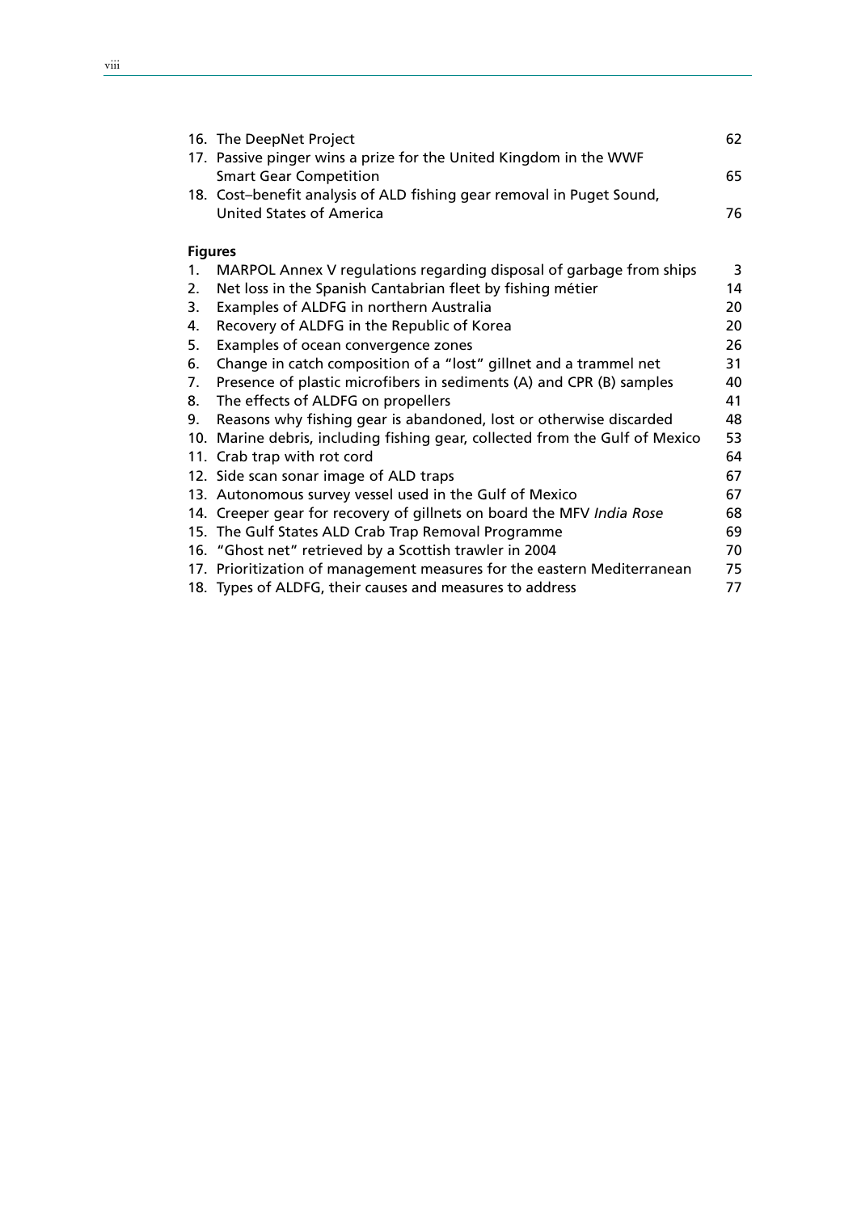16. The DeepNet Project 62
17. Passive pinger wins a prize for the United Kingdom in the WWF Smart Gear Competition 65
18. Cost–benefit analysis of ALD fishing gear removal in Puget Sound, United States of America 76

**Figures**

1. MARPOL Annex V regulations regarding disposal of garbage from ships 3
2. Net loss in the Spanish Cantabrian fleet by fishing métier 14
3. Examples of ALDFG in northern Australia 20
4. Recovery of ALDFG in the Republic of Korea 20
5. Examples of ocean convergence zones 26
6. Change in catch composition of a "lost" gillnet and a trammel net 31
7. Presence of plastic microfibers in sediments (A) and CPR (B) samples 40
8. The effects of ALDFG on propellers 41
9. Reasons why fishing gear is abandoned, lost or otherwise discarded 48
10. Marine debris, including fishing gear, collected from the Gulf of Mexico 53
11. Crab trap with rot cord 64
12. Side scan sonar image of ALD traps 67
13. Autonomous survey vessel used in the Gulf of Mexico 67
14. Creeper gear for recovery of gillnets on board the MFV *India Rose* 68
15. The Gulf States ALD Crab Trap Removal Programme 69
16. "Ghost net" retrieved by a Scottish trawler in 2004 70
17. Prioritization of management measures for the eastern Mediterranean 75
18. Types of ALDFG, their causes and measures to address 77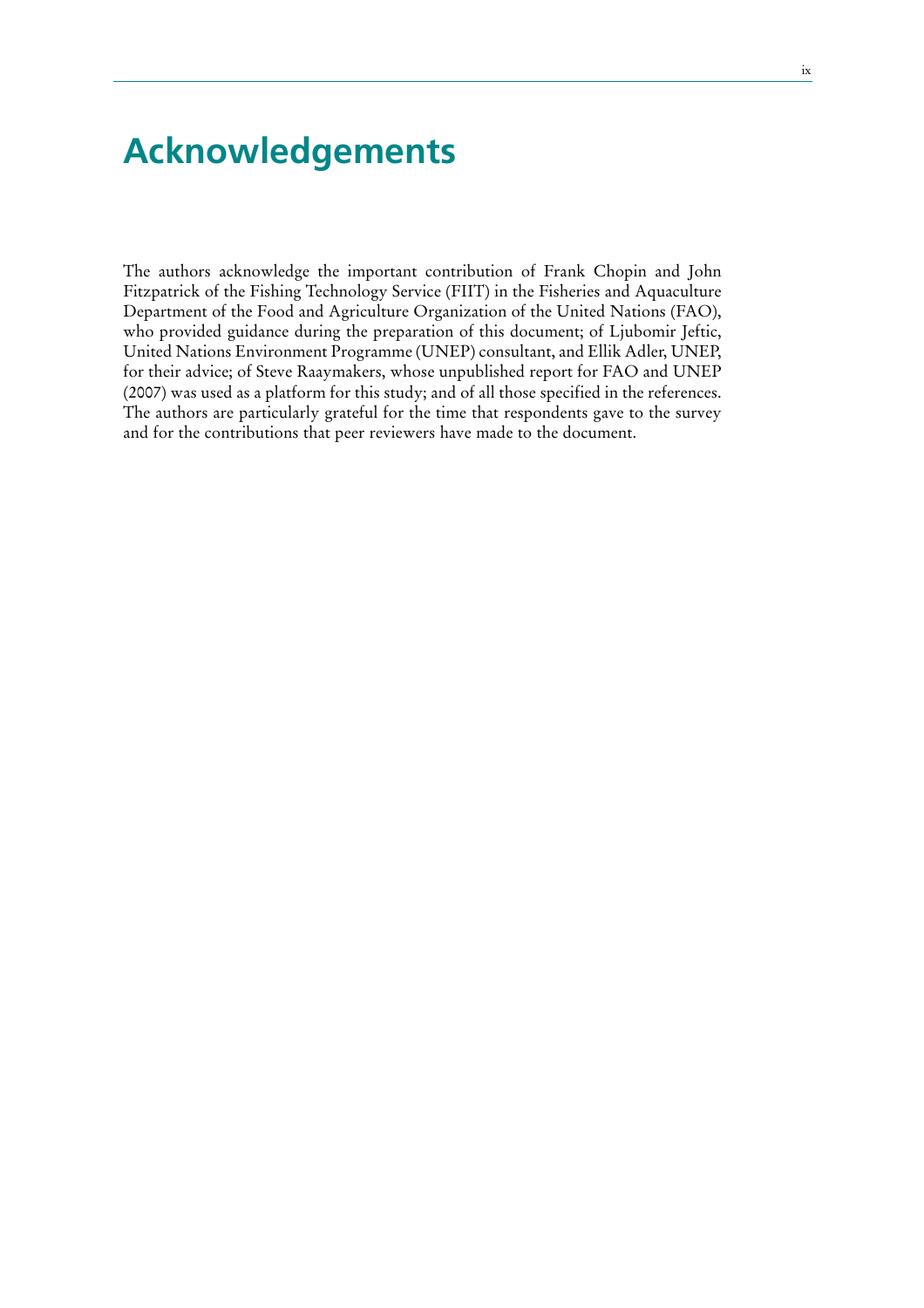# Acknowledgements

The authors acknowledge the important contribution of Frank Chopin and John Fitzpatrick of the Fishing Technology Service (FIIT) in the Fisheries and Aquaculture Department of the Food and Agriculture Organization of the United Nations (FAO), who provided guidance during the preparation of this document; of Ljubomir Jeftic, United Nations Environment Programme (UNEP) consultant, and Ellik Adler, UNEP, for their advice; of Steve Raaymakers, whose unpublished report for FAO and UNEP (2007) was used as a platform for this study; and of all those specified in the references. The authors are particularly grateful for the time that respondents gave to the survey and for the contributions that peer reviewers have made to the document.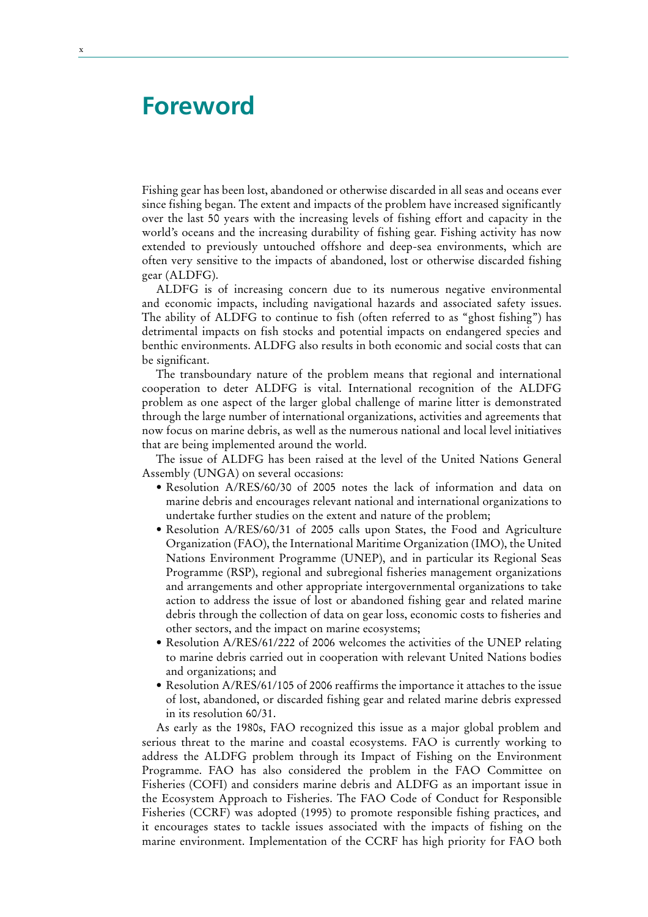# Foreword

Fishing gear has been lost, abandoned or otherwise discarded in all seas and oceans ever since fishing began. The extent and impacts of the problem have increased significantly over the last 50 years with the increasing levels of fishing effort and capacity in the world's oceans and the increasing durability of fishing gear. Fishing activity has now extended to previously untouched offshore and deep-sea environments, which are often very sensitive to the impacts of abandoned, lost or otherwise discarded fishing gear (ALDFG).

ALDFG is of increasing concern due to its numerous negative environmental and economic impacts, including navigational hazards and associated safety issues. The ability of ALDFG to continue to fish (often referred to as "ghost fishing") has detrimental impacts on fish stocks and potential impacts on endangered species and benthic environments. ALDFG also results in both economic and social costs that can be significant.

The transboundary nature of the problem means that regional and international cooperation to deter ALDFG is vital. International recognition of the ALDFG problem as one aspect of the larger global challenge of marine litter is demonstrated through the large number of international organizations, activities and agreements that now focus on marine debris, as well as the numerous national and local level initiatives that are being implemented around the world.

The issue of ALDFG has been raised at the level of the United Nations General Assembly (UNGA) on several occasions:

- Resolution A/RES/60/30 of 2005 notes the lack of information and data on marine debris and encourages relevant national and international organizations to undertake further studies on the extent and nature of the problem;
- Resolution A/RES/60/31 of 2005 calls upon States, the Food and Agriculture Organization (FAO), the International Maritime Organization (IMO), the United Nations Environment Programme (UNEP), and in particular its Regional Seas Programme (RSP), regional and subregional fisheries management organizations and arrangements and other appropriate intergovernmental organizations to take action to address the issue of lost or abandoned fishing gear and related marine debris through the collection of data on gear loss, economic costs to fisheries and other sectors, and the impact on marine ecosystems;
- Resolution A/RES/61/222 of 2006 welcomes the activities of the UNEP relating to marine debris carried out in cooperation with relevant United Nations bodies and organizations; and
- Resolution A/RES/61/105 of 2006 reaffirms the importance it attaches to the issue of lost, abandoned, or discarded fishing gear and related marine debris expressed in its resolution 60/31.

As early as the 1980s, FAO recognized this issue as a major global problem and serious threat to the marine and coastal ecosystems. FAO is currently working to address the ALDFG problem through its Impact of Fishing on the Environment Programme. FAO has also considered the problem in the FAO Committee on Fisheries (COFI) and considers marine debris and ALDFG as an important issue in the Ecosystem Approach to Fisheries. The FAO Code of Conduct for Responsible Fisheries (CCRF) was adopted (1995) to promote responsible fishing practices, and it encourages states to tackle issues associated with the impacts of fishing on the marine environment. Implementation of the CCRF has high priority for FAO both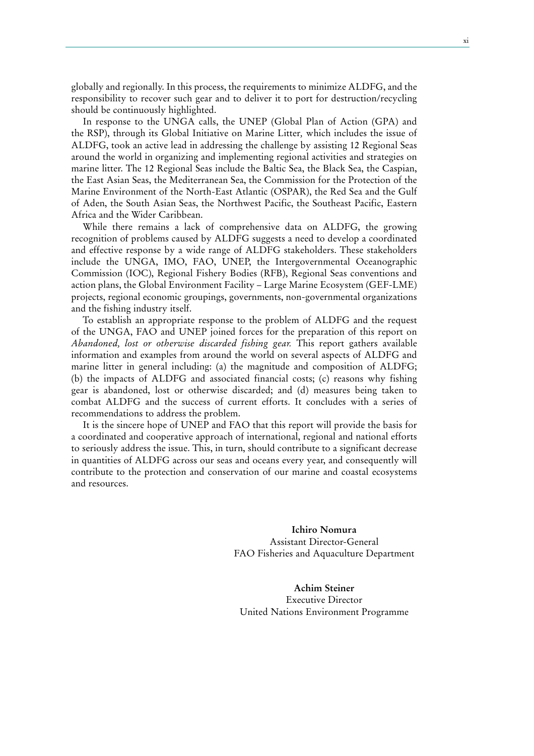globally and regionally. In this process, the requirements to minimize ALDFG, and the responsibility to recover such gear and to deliver it to port for destruction/recycling should be continuously highlighted.

In response to the UNGA calls, the UNEP (Global Plan of Action (GPA) and the RSP), through its Global Initiative on Marine Litter, which includes the issue of ALDFG, took an active lead in addressing the challenge by assisting 12 Regional Seas around the world in organizing and implementing regional activities and strategies on marine litter. The 12 Regional Seas include the Baltic Sea, the Black Sea, the Caspian, the East Asian Seas, the Mediterranean Sea, the Commission for the Protection of the Marine Environment of the North-East Atlantic (OSPAR), the Red Sea and the Gulf of Aden, the South Asian Seas, the Northwest Pacific, the Southeast Pacific, Eastern Africa and the Wider Caribbean.

While there remains a lack of comprehensive data on ALDFG, the growing recognition of problems caused by ALDFG suggests a need to develop a coordinated and effective response by a wide range of ALDFG stakeholders. These stakeholders include the UNGA, IMO, FAO, UNEP, the Intergovernmental Oceanographic Commission (IOC), Regional Fishery Bodies (RFB), Regional Seas conventions and action plans, the Global Environment Facility – Large Marine Ecosystem (GEF-LME) projects, regional economic groupings, governments, non-governmental organizations and the fishing industry itself.

To establish an appropriate response to the problem of ALDFG and the request of the UNGA, FAO and UNEP joined forces for the preparation of this report on *Abandoned, lost or otherwise discarded fishing gear.* This report gathers available information and examples from around the world on several aspects of ALDFG and marine litter in general including: (a) the magnitude and composition of ALDFG; (b) the impacts of ALDFG and associated financial costs; (c) reasons why fishing gear is abandoned, lost or otherwise discarded; and (d) measures being taken to combat ALDFG and the success of current efforts. It concludes with a series of recommendations to address the problem.

It is the sincere hope of UNEP and FAO that this report will provide the basis for a coordinated and cooperative approach of international, regional and national efforts to seriously address the issue. This, in turn, should contribute to a significant decrease in quantities of ALDFG across our seas and oceans every year, and consequently will contribute to the protection and conservation of our marine and coastal ecosystems and resources.

**Ichiro Nomura**
Assistant Director-General
FAO Fisheries and Aquaculture Department

**Achim Steiner**
Executive Director
United Nations Environment Programme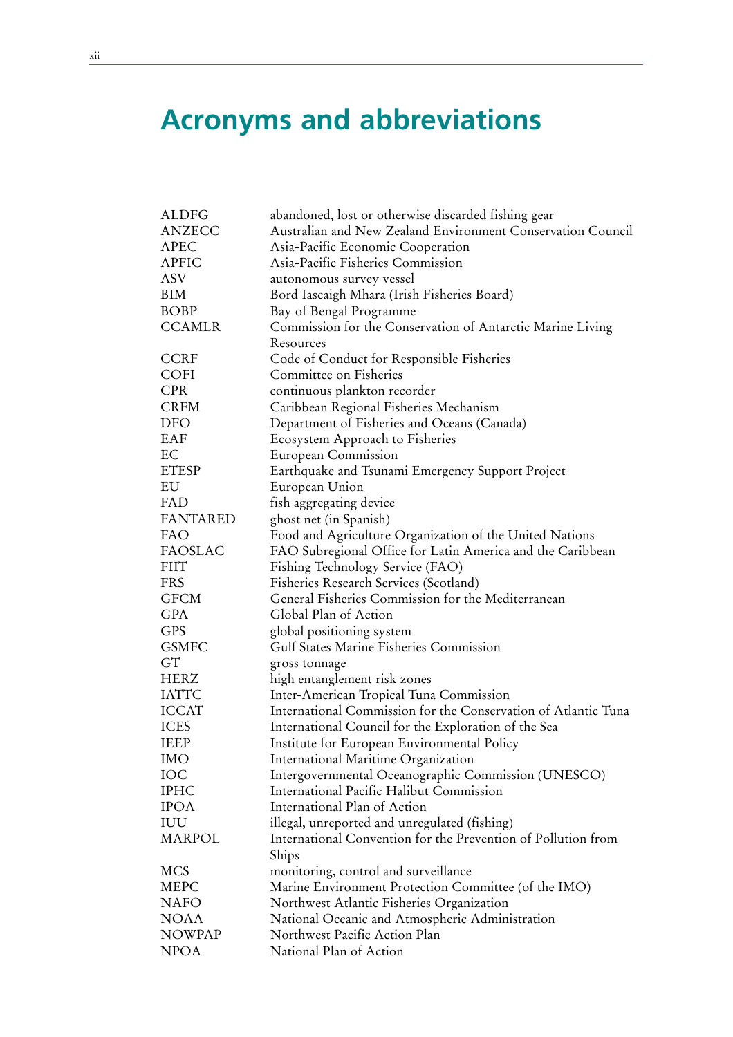# Acronyms and abbreviations

| | |
|---|---|
| ALDFG | abandoned, lost or otherwise discarded fishing gear |
| ANZECC | Australian and New Zealand Environment Conservation Council |
| APEC | Asia-Pacific Economic Cooperation |
| APFIC | Asia-Pacific Fisheries Commission |
| ASV | autonomous survey vessel |
| BIM | Bord Iascaigh Mhara (Irish Fisheries Board) |
| BOBP | Bay of Bengal Programme |
| CCAMLR | Commission for the Conservation of Antarctic Marine Living Resources |
| CCRF | Code of Conduct for Responsible Fisheries |
| COFI | Committee on Fisheries |
| CPR | continuous plankton recorder |
| CRFM | Caribbean Regional Fisheries Mechanism |
| DFO | Department of Fisheries and Oceans (Canada) |
| EAF | Ecosystem Approach to Fisheries |
| EC | European Commission |
| ETESP | Earthquake and Tsunami Emergency Support Project |
| EU | European Union |
| FAD | fish aggregating device |
| FANTARED | ghost net (in Spanish) |
| FAO | Food and Agriculture Organization of the United Nations |
| FAOSLAC | FAO Subregional Office for Latin America and the Caribbean |
| FIIT | Fishing Technology Service (FAO) |
| FRS | Fisheries Research Services (Scotland) |
| GFCM | General Fisheries Commission for the Mediterranean |
| GPA | Global Plan of Action |
| GPS | global positioning system |
| GSMFC | Gulf States Marine Fisheries Commission |
| GT | gross tonnage |
| HERZ | high entanglement risk zones |
| IATTC | Inter-American Tropical Tuna Commission |
| ICCAT | International Commission for the Conservation of Atlantic Tuna |
| ICES | International Council for the Exploration of the Sea |
| IEEP | Institute for European Environmental Policy |
| IMO | International Maritime Organization |
| IOC | Intergovernmental Oceanographic Commission (UNESCO) |
| IPHC | International Pacific Halibut Commission |
| IPOA | International Plan of Action |
| IUU | illegal, unreported and unregulated (fishing) |
| MARPOL | International Convention for the Prevention of Pollution from Ships |
| MCS | monitoring, control and surveillance |
| MEPC | Marine Environment Protection Committee (of the IMO) |
| NAFO | Northwest Atlantic Fisheries Organization |
| NOAA | National Oceanic and Atmospheric Administration |
| NOWPAP | Northwest Pacific Action Plan |
| NPOA | National Plan of Action |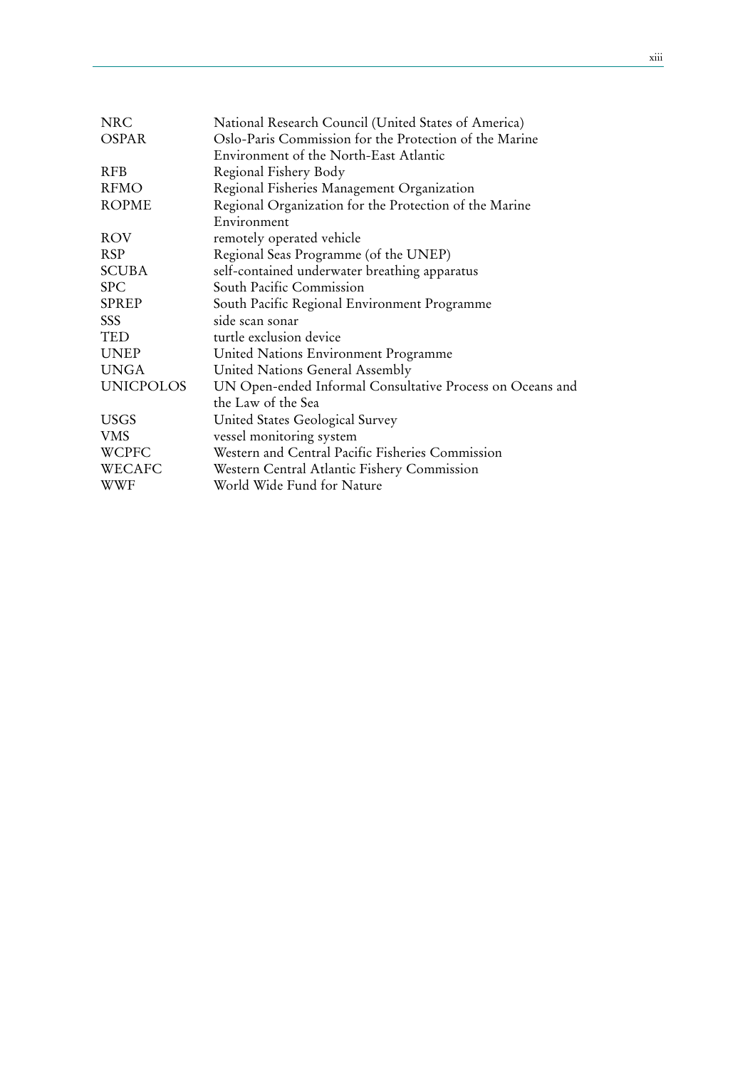| | |
|---|---|
| NRC | National Research Council (United States of America) |
| OSPAR | Oslo-Paris Commission for the Protection of the Marine Environment of the North-East Atlantic |
| RFB | Regional Fishery Body |
| RFMO | Regional Fisheries Management Organization |
| ROPME | Regional Organization for the Protection of the Marine Environment |
| ROV | remotely operated vehicle |
| RSP | Regional Seas Programme (of the UNEP) |
| SCUBA | self-contained underwater breathing apparatus |
| SPC | South Pacific Commission |
| SPREP | South Pacific Regional Environment Programme |
| SSS | side scan sonar |
| TED | turtle exclusion device |
| UNEP | United Nations Environment Programme |
| UNGA | United Nations General Assembly |
| UNICPOLOS | UN Open-ended Informal Consultative Process on Oceans and the Law of the Sea |
| USGS | United States Geological Survey |
| VMS | vessel monitoring system |
| WCPFC | Western and Central Pacific Fisheries Commission |
| WECAFC | Western Central Atlantic Fishery Commission |
| WWF | World Wide Fund for Nature |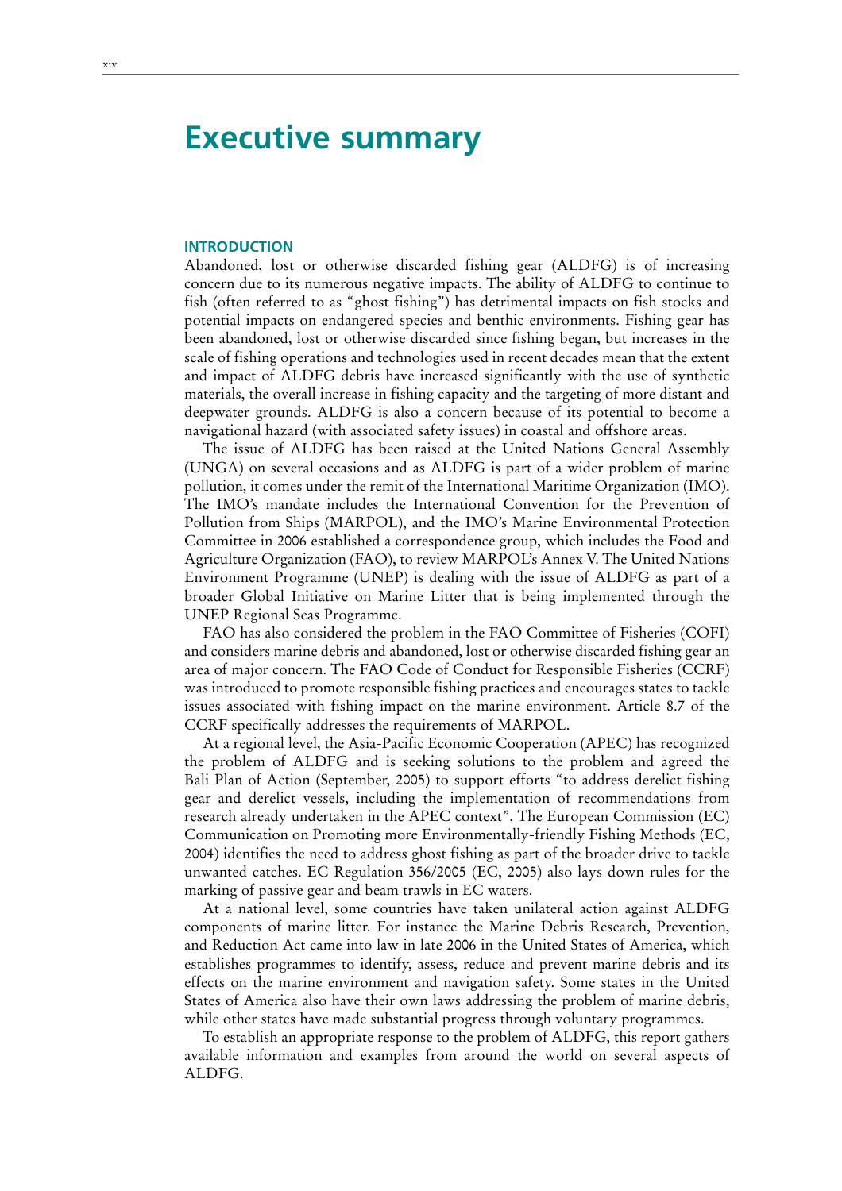# Executive summary

## INTRODUCTION

Abandoned, lost or otherwise discarded fishing gear (ALDFG) is of increasing concern due to its numerous negative impacts. The ability of ALDFG to continue to fish (often referred to as "ghost fishing") has detrimental impacts on fish stocks and potential impacts on endangered species and benthic environments. Fishing gear has been abandoned, lost or otherwise discarded since fishing began, but increases in the scale of fishing operations and technologies used in recent decades mean that the extent and impact of ALDFG debris have increased significantly with the use of synthetic materials, the overall increase in fishing capacity and the targeting of more distant and deepwater grounds. ALDFG is also a concern because of its potential to become a navigational hazard (with associated safety issues) in coastal and offshore areas.

The issue of ALDFG has been raised at the United Nations General Assembly (UNGA) on several occasions and as ALDFG is part of a wider problem of marine pollution, it comes under the remit of the International Maritime Organization (IMO). The IMO's mandate includes the International Convention for the Prevention of Pollution from Ships (MARPOL), and the IMO's Marine Environmental Protection Committee in 2006 established a correspondence group, which includes the Food and Agriculture Organization (FAO), to review MARPOL's Annex V. The United Nations Environment Programme (UNEP) is dealing with the issue of ALDFG as part of a broader Global Initiative on Marine Litter that is being implemented through the UNEP Regional Seas Programme.

FAO has also considered the problem in the FAO Committee of Fisheries (COFI) and considers marine debris and abandoned, lost or otherwise discarded fishing gear an area of major concern. The FAO Code of Conduct for Responsible Fisheries (CCRF) was introduced to promote responsible fishing practices and encourages states to tackle issues associated with fishing impact on the marine environment. Article 8.7 of the CCRF specifically addresses the requirements of MARPOL.

At a regional level, the Asia-Pacific Economic Cooperation (APEC) has recognized the problem of ALDFG and is seeking solutions to the problem and agreed the Bali Plan of Action (September, 2005) to support efforts "to address derelict fishing gear and derelict vessels, including the implementation of recommendations from research already undertaken in the APEC context". The European Commission (EC) Communication on Promoting more Environmentally-friendly Fishing Methods (EC, 2004) identifies the need to address ghost fishing as part of the broader drive to tackle unwanted catches. EC Regulation 356/2005 (EC, 2005) also lays down rules for the marking of passive gear and beam trawls in EC waters.

At a national level, some countries have taken unilateral action against ALDFG components of marine litter. For instance the Marine Debris Research, Prevention, and Reduction Act came into law in late 2006 in the United States of America, which establishes programmes to identify, assess, reduce and prevent marine debris and its effects on the marine environment and navigation safety. Some states in the United States of America also have their own laws addressing the problem of marine debris, while other states have made substantial progress through voluntary programmes.

To establish an appropriate response to the problem of ALDFG, this report gathers available information and examples from around the world on several aspects of ALDFG.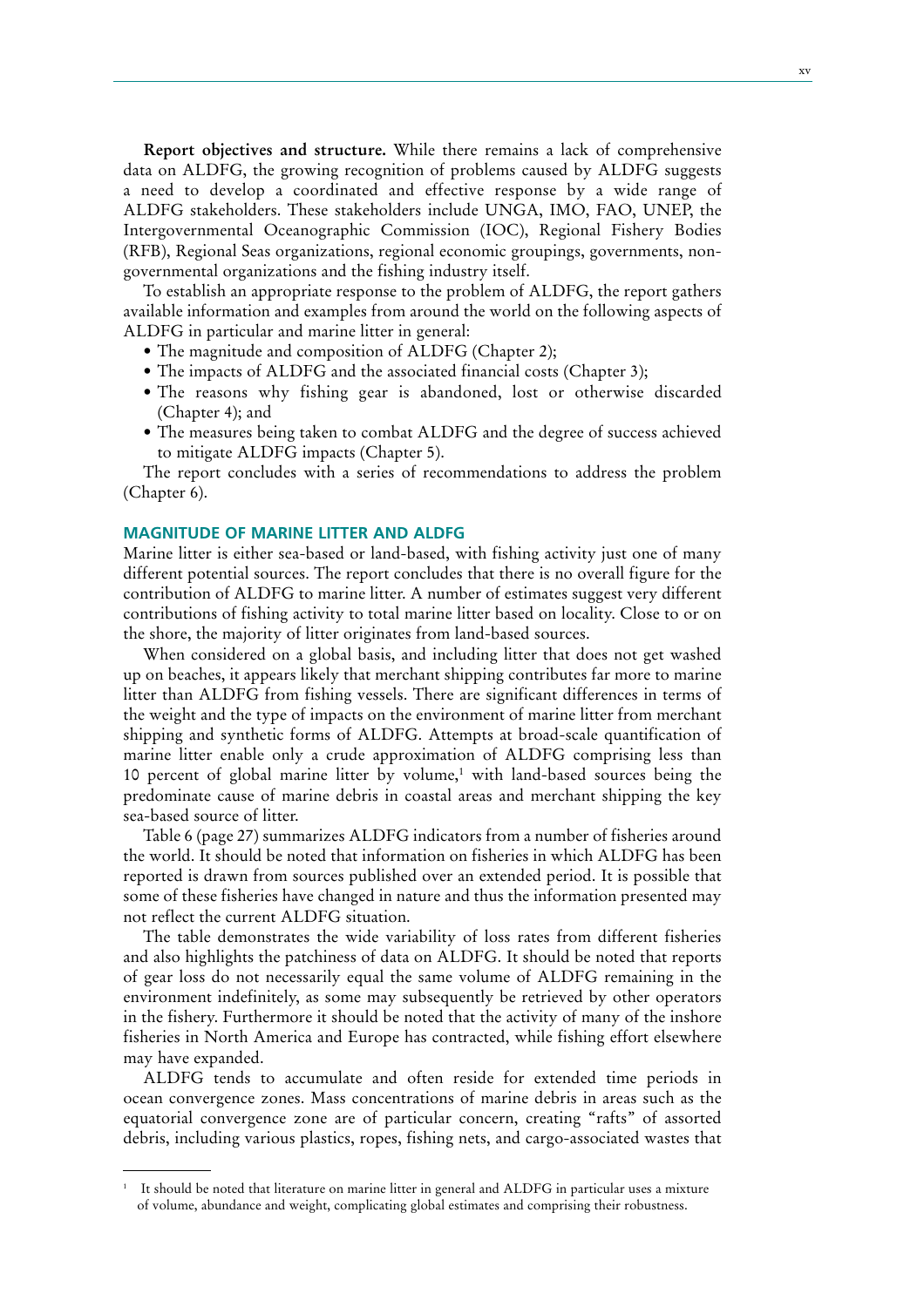**Report objectives and structure.** While there remains a lack of comprehensive data on ALDFG, the growing recognition of problems caused by ALDFG suggests a need to develop a coordinated and effective response by a wide range of ALDFG stakeholders. These stakeholders include UNGA, IMO, FAO, UNEP, the Intergovernmental Oceanographic Commission (IOC), Regional Fishery Bodies (RFB), Regional Seas organizations, regional economic groupings, governments, non-governmental organizations and the fishing industry itself.

To establish an appropriate response to the problem of ALDFG, the report gathers available information and examples from around the world on the following aspects of ALDFG in particular and marine litter in general:

- The magnitude and composition of ALDFG (Chapter 2);
- The impacts of ALDFG and the associated financial costs (Chapter 3);
- The reasons why fishing gear is abandoned, lost or otherwise discarded (Chapter 4); and
- The measures being taken to combat ALDFG and the degree of success achieved to mitigate ALDFG impacts (Chapter 5).

The report concludes with a series of recommendations to address the problem (Chapter 6).

## MAGNITUDE OF MARINE LITTER AND ALDFG

Marine litter is either sea-based or land-based, with fishing activity just one of many different potential sources. The report concludes that there is no overall figure for the contribution of ALDFG to marine litter. A number of estimates suggest very different contributions of fishing activity to total marine litter based on locality. Close to or on the shore, the majority of litter originates from land-based sources.

When considered on a global basis, and including litter that does not get washed up on beaches, it appears likely that merchant shipping contributes far more to marine litter than ALDFG from fishing vessels. There are significant differences in terms of the weight and the type of impacts on the environment of marine litter from merchant shipping and synthetic forms of ALDFG. Attempts at broad-scale quantification of marine litter enable only a crude approximation of ALDFG comprising less than 10 percent of global marine litter by volume,[1] with land-based sources being the predominate cause of marine debris in coastal areas and merchant shipping the key sea-based source of litter.

Table 6 (page 27) summarizes ALDFG indicators from a number of fisheries around the world. It should be noted that information on fisheries in which ALDFG has been reported is drawn from sources published over an extended period. It is possible that some of these fisheries have changed in nature and thus the information presented may not reflect the current ALDFG situation.

The table demonstrates the wide variability of loss rates from different fisheries and also highlights the patchiness of data on ALDFG. It should be noted that reports of gear loss do not necessarily equal the same volume of ALDFG remaining in the environment indefinitely, as some may subsequently be retrieved by other operators in the fishery. Furthermore it should be noted that the activity of many of the inshore fisheries in North America and Europe has contracted, while fishing effort elsewhere may have expanded.

ALDFG tends to accumulate and often reside for extended time periods in ocean convergence zones. Mass concentrations of marine debris in areas such as the equatorial convergence zone are of particular concern, creating "rafts" of assorted debris, including various plastics, ropes, fishing nets, and cargo-associated wastes that

---

[1] It should be noted that literature on marine litter in general and ALDFG in particular uses a mixture of volume, abundance and weight, complicating global estimates and comprising their robustness.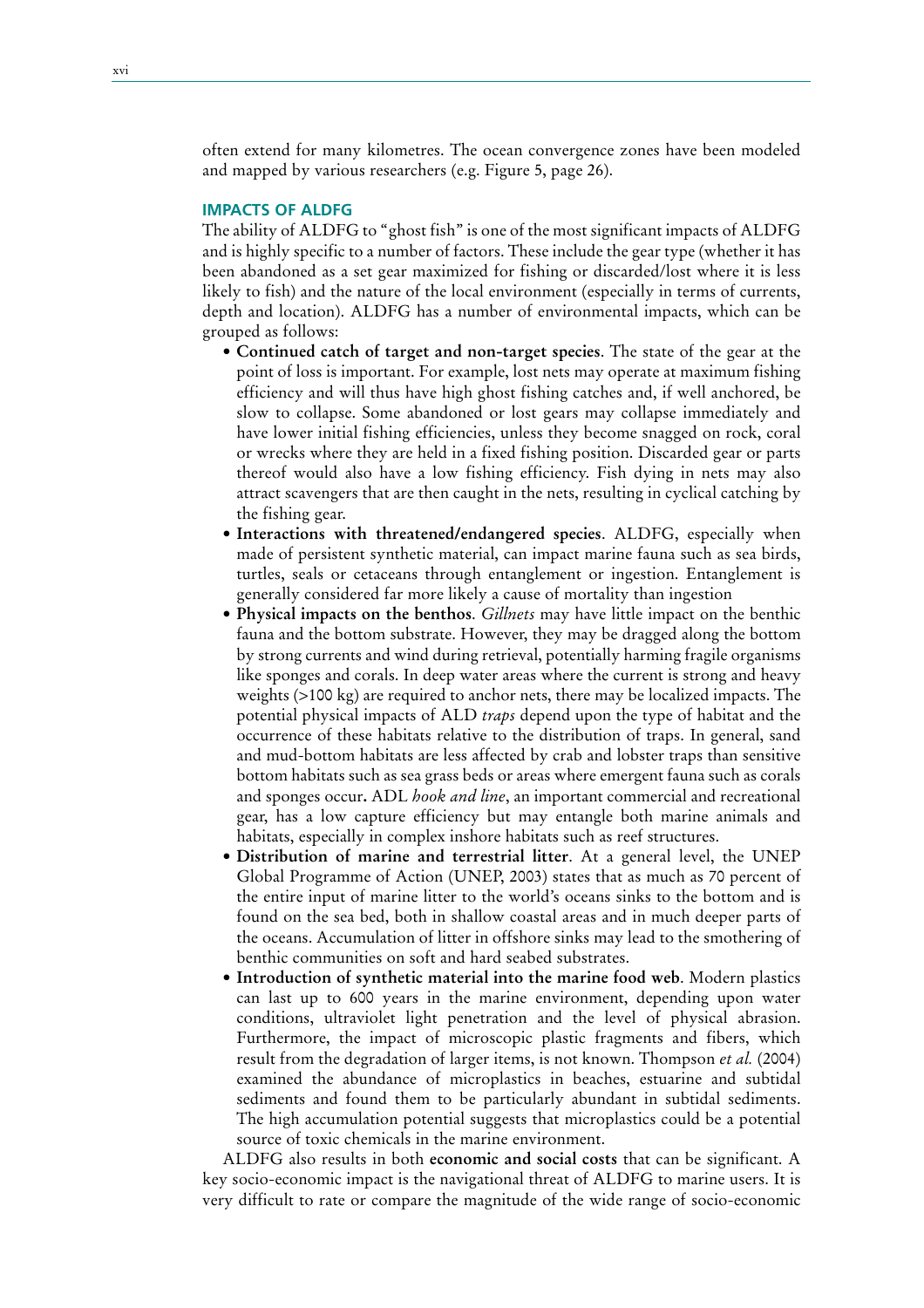often extend for many kilometres. The ocean convergence zones have been modeled and mapped by various researchers (e.g. Figure 5, page 26).

### IMPACTS OF ALDFG

The ability of ALDFG to "ghost fish" is one of the most significant impacts of ALDFG and is highly specific to a number of factors. These include the gear type (whether it has been abandoned as a set gear maximized for fishing or discarded/lost where it is less likely to fish) and the nature of the local environment (especially in terms of currents, depth and location). ALDFG has a number of environmental impacts, which can be grouped as follows:

- **Continued catch of target and non-target species**. The state of the gear at the point of loss is important. For example, lost nets may operate at maximum fishing efficiency and will thus have high ghost fishing catches and, if well anchored, be slow to collapse. Some abandoned or lost gears may collapse immediately and have lower initial fishing efficiencies, unless they become snagged on rock, coral or wrecks where they are held in a fixed fishing position. Discarded gear or parts thereof would also have a low fishing efficiency. Fish dying in nets may also attract scavengers that are then caught in the nets, resulting in cyclical catching by the fishing gear.
- **Interactions with threatened/endangered species**. ALDFG, especially when made of persistent synthetic material, can impact marine fauna such as sea birds, turtles, seals or cetaceans through entanglement or ingestion. Entanglement is generally considered far more likely a cause of mortality than ingestion
- **Physical impacts on the benthos**. *Gillnets* may have little impact on the benthic fauna and the bottom substrate. However, they may be dragged along the bottom by strong currents and wind during retrieval, potentially harming fragile organisms like sponges and corals. In deep water areas where the current is strong and heavy weights (>100 kg) are required to anchor nets, there may be localized impacts. The potential physical impacts of ALD *traps* depend upon the type of habitat and the occurrence of these habitats relative to the distribution of traps. In general, sand and mud-bottom habitats are less affected by crab and lobster traps than sensitive bottom habitats such as sea grass beds or areas where emergent fauna such as corals and sponges occur**.** ADL *hook and line*, an important commercial and recreational gear, has a low capture efficiency but may entangle both marine animals and habitats, especially in complex inshore habitats such as reef structures.
- **Distribution of marine and terrestrial litter**. At a general level, the UNEP Global Programme of Action (UNEP, 2003) states that as much as 70 percent of the entire input of marine litter to the world's oceans sinks to the bottom and is found on the sea bed, both in shallow coastal areas and in much deeper parts of the oceans. Accumulation of litter in offshore sinks may lead to the smothering of benthic communities on soft and hard seabed substrates.
- **Introduction of synthetic material into the marine food web**. Modern plastics can last up to 600 years in the marine environment, depending upon water conditions, ultraviolet light penetration and the level of physical abrasion. Furthermore, the impact of microscopic plastic fragments and fibers, which result from the degradation of larger items, is not known. Thompson *et al.* (2004) examined the abundance of microplastics in beaches, estuarine and subtidal sediments and found them to be particularly abundant in subtidal sediments. The high accumulation potential suggests that microplastics could be a potential source of toxic chemicals in the marine environment.

ALDFG also results in both **economic and social costs** that can be significant. A key socio-economic impact is the navigational threat of ALDFG to marine users. It is very difficult to rate or compare the magnitude of the wide range of socio-economic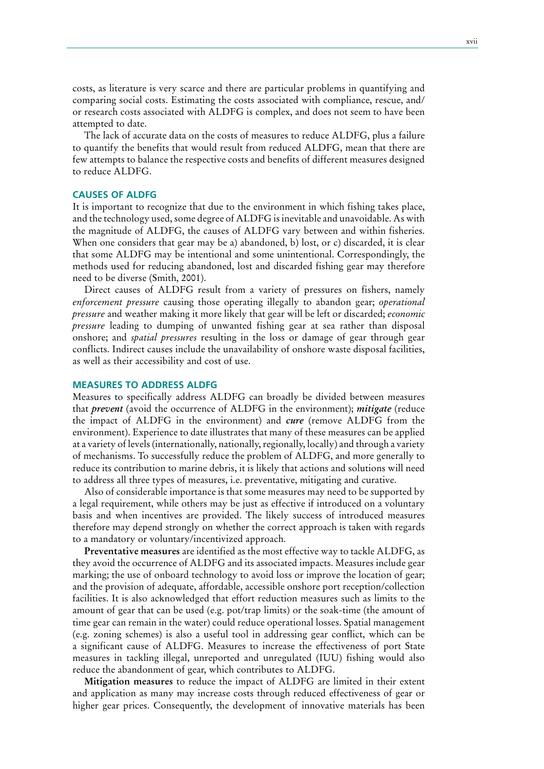costs, as literature is very scarce and there are particular problems in quantifying and comparing social costs. Estimating the costs associated with compliance, rescue, and/or research costs associated with ALDFG is complex, and does not seem to have been attempted to date.

The lack of accurate data on the costs of measures to reduce ALDFG, plus a failure to quantify the benefits that would result from reduced ALDFG, mean that there are few attempts to balance the respective costs and benefits of different measures designed to reduce ALDFG.

## CAUSES OF ALDFG

It is important to recognize that due to the environment in which fishing takes place, and the technology used, some degree of ALDFG is inevitable and unavoidable. As with the magnitude of ALDFG, the causes of ALDFG vary between and within fisheries. When one considers that gear may be a) abandoned, b) lost, or c) discarded, it is clear that some ALDFG may be intentional and some unintentional. Correspondingly, the methods used for reducing abandoned, lost and discarded fishing gear may therefore need to be diverse (Smith, 2001).

Direct causes of ALDFG result from a variety of pressures on fishers, namely *enforcement pressure* causing those operating illegally to abandon gear; *operational pressure* and weather making it more likely that gear will be left or discarded; *economic pressure* leading to dumping of unwanted fishing gear at sea rather than disposal onshore; and *spatial pressures* resulting in the loss or damage of gear through gear conflicts. Indirect causes include the unavailability of onshore waste disposal facilities, as well as their accessibility and cost of use.

## MEASURES TO ADDRESS ALDFG

Measures to specifically address ALDFG can broadly be divided between measures that ***prevent*** (avoid the occurrence of ALDFG in the environment); ***mitigate*** (reduce the impact of ALDFG in the environment) and ***cure*** (remove ALDFG from the environment). Experience to date illustrates that many of these measures can be applied at a variety of levels (internationally, nationally, regionally, locally) and through a variety of mechanisms. To successfully reduce the problem of ALDFG, and more generally to reduce its contribution to marine debris, it is likely that actions and solutions will need to address all three types of measures, i.e. preventative, mitigating and curative.

Also of considerable importance is that some measures may need to be supported by a legal requirement, while others may be just as effective if introduced on a voluntary basis and when incentives are provided. The likely success of introduced measures therefore may depend strongly on whether the correct approach is taken with regards to a mandatory or voluntary/incentivized approach.

**Preventative measures** are identified as the most effective way to tackle ALDFG, as they avoid the occurrence of ALDFG and its associated impacts. Measures include gear marking; the use of onboard technology to avoid loss or improve the location of gear; and the provision of adequate, affordable, accessible onshore port reception/collection facilities. It is also acknowledged that effort reduction measures such as limits to the amount of gear that can be used (e.g. pot/trap limits) or the soak-time (the amount of time gear can remain in the water) could reduce operational losses. Spatial management (e.g. zoning schemes) is also a useful tool in addressing gear conflict, which can be a significant cause of ALDFG. Measures to increase the effectiveness of port State measures in tackling illegal, unreported and unregulated (IUU) fishing would also reduce the abandonment of gear, which contributes to ALDFG.

**Mitigation measures** to reduce the impact of ALDFG are limited in their extent and application as many may increase costs through reduced effectiveness of gear or higher gear prices. Consequently, the development of innovative materials has been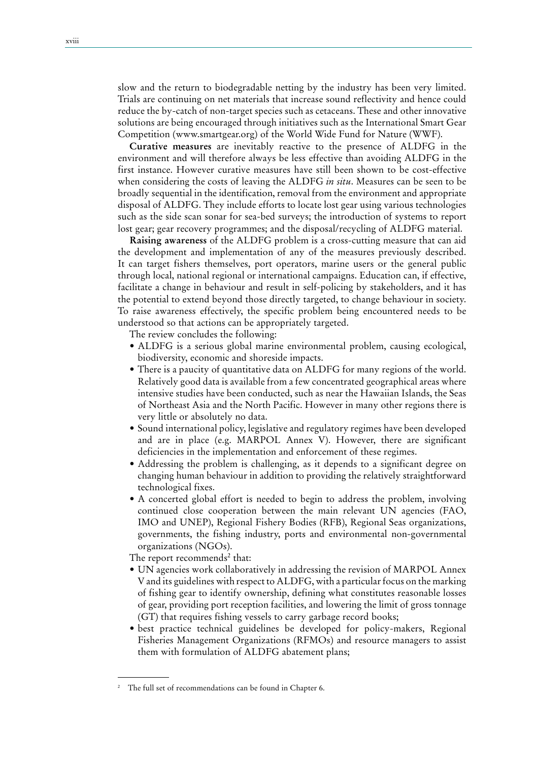slow and the return to biodegradable netting by the industry has been very limited. Trials are continuing on net materials that increase sound reflectivity and hence could reduce the by-catch of non-target species such as cetaceans. These and other innovative solutions are being encouraged through initiatives such as the International Smart Gear Competition (www.smartgear.org) of the World Wide Fund for Nature (WWF).

**Curative measures** are inevitably reactive to the presence of ALDFG in the environment and will therefore always be less effective than avoiding ALDFG in the first instance. However curative measures have still been shown to be cost-effective when considering the costs of leaving the ALDFG *in situ*. Measures can be seen to be broadly sequential in the identification, removal from the environment and appropriate disposal of ALDFG. They include efforts to locate lost gear using various technologies such as the side scan sonar for sea-bed surveys; the introduction of systems to report lost gear; gear recovery programmes; and the disposal/recycling of ALDFG material.

**Raising awareness** of the ALDFG problem is a cross-cutting measure that can aid the development and implementation of any of the measures previously described. It can target fishers themselves, port operators, marine users or the general public through local, national regional or international campaigns. Education can, if effective, facilitate a change in behaviour and result in self-policing by stakeholders, and it has the potential to extend beyond those directly targeted, to change behaviour in society. To raise awareness effectively, the specific problem being encountered needs to be understood so that actions can be appropriately targeted.

The review concludes the following:

- ALDFG is a serious global marine environmental problem, causing ecological, biodiversity, economic and shoreside impacts.
- There is a paucity of quantitative data on ALDFG for many regions of the world. Relatively good data is available from a few concentrated geographical areas where intensive studies have been conducted, such as near the Hawaiian Islands, the Seas of Northeast Asia and the North Pacific. However in many other regions there is very little or absolutely no data.
- Sound international policy, legislative and regulatory regimes have been developed and are in place (e.g. MARPOL Annex V). However, there are significant deficiencies in the implementation and enforcement of these regimes.
- Addressing the problem is challenging, as it depends to a significant degree on changing human behaviour in addition to providing the relatively straightforward technological fixes.
- A concerted global effort is needed to begin to address the problem, involving continued close cooperation between the main relevant UN agencies (FAO, IMO and UNEP), Regional Fishery Bodies (RFB), Regional Seas organizations, governments, the fishing industry, ports and environmental non-governmental organizations (NGOs).

The report recommends[2] that:

- UN agencies work collaboratively in addressing the revision of MARPOL Annex V and its guidelines with respect to ALDFG, with a particular focus on the marking of fishing gear to identify ownership, defining what constitutes reasonable losses of gear, providing port reception facilities, and lowering the limit of gross tonnage (GT) that requires fishing vessels to carry garbage record books;
- best practice technical guidelines be developed for policy-makers, Regional Fisheries Management Organizations (RFMOs) and resource managers to assist them with formulation of ALDFG abatement plans;

---

[2] The full set of recommendations can be found in Chapter 6.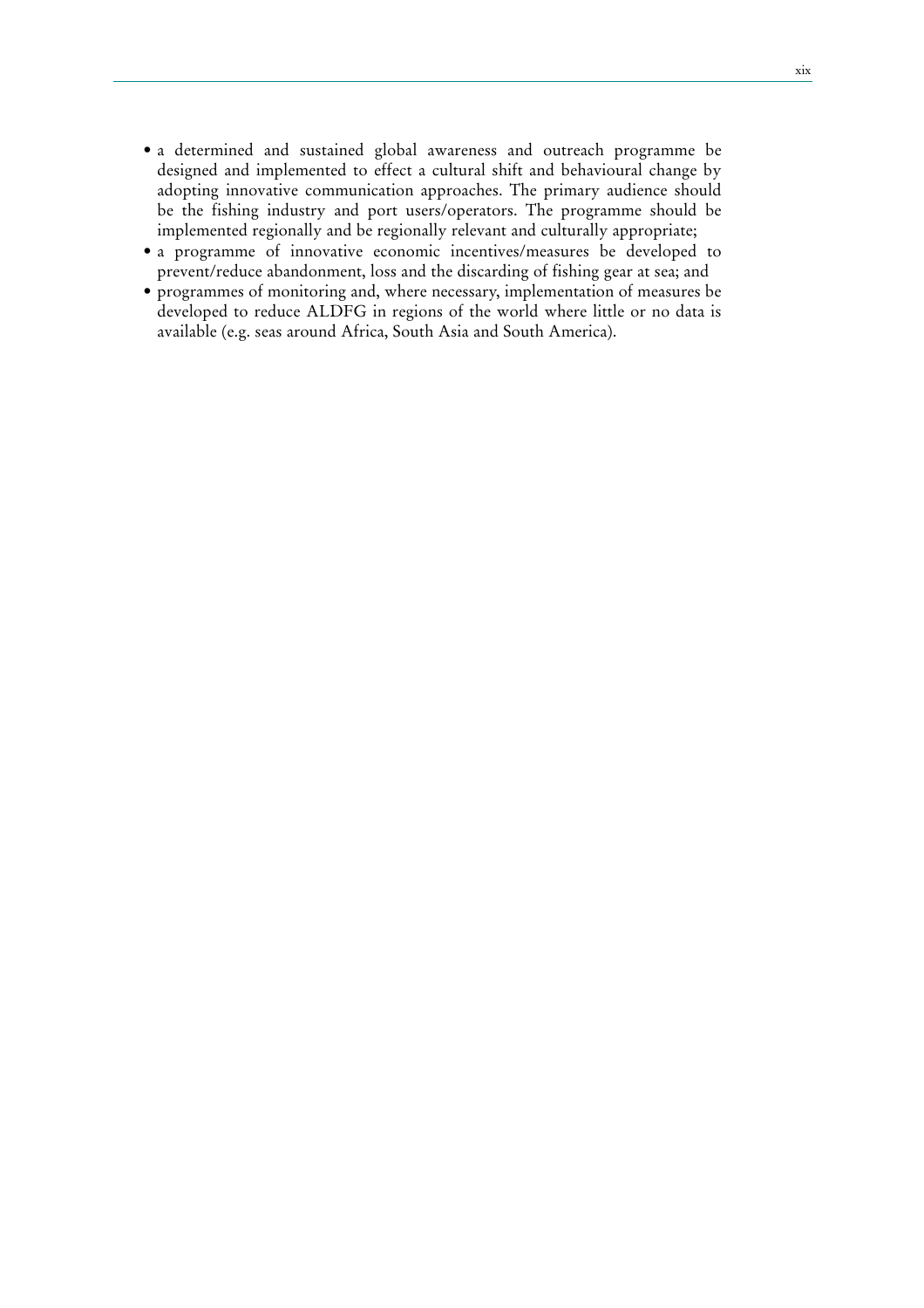- a determined and sustained global awareness and outreach programme be designed and implemented to effect a cultural shift and behavioural change by adopting innovative communication approaches. The primary audience should be the fishing industry and port users/operators. The programme should be implemented regionally and be regionally relevant and culturally appropriate;
- a programme of innovative economic incentives/measures be developed to prevent/reduce abandonment, loss and the discarding of fishing gear at sea; and
- programmes of monitoring and, where necessary, implementation of measures be developed to reduce ALDFG in regions of the world where little or no data is available (e.g. seas around Africa, South Asia and South America).